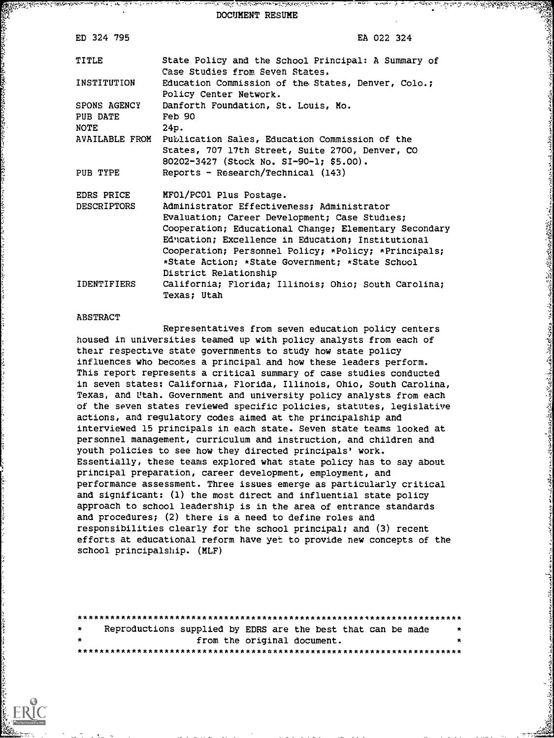DOCUMENT RESUME

ED 324 795 EA 022 324

| | |
|---|---|
| TITLE | State Policy and the School Principal: A Summary of Case Studies from Seven States. |
| INSTITUTION | Education Commission of the States, Denver, Colo.; Policy Center Network. |
| SPONS AGENCY | Danforth Foundation, St. Louis, Mo. |
| PUB DATE | Feb 90 |
| NOTE | 24p. |
| AVAILABLE FROM | Publication Sales, Education Commission of the States, 707 17th Street, Suite 2700, Denver, CO 80202-3427 (Stock No. SI-90-1; $5.00). |
| PUB TYPE | Reports - Research/Technical (143) |
| EDRS PRICE | MF01/PC01 Plus Postage. |
| DESCRIPTORS | Administrator Effectiveness; Administrator Evaluation; Career Development; Case Studies; Cooperation; Educational Change; Elementary Secondary Education; Excellence in Education; Institutional Cooperation; Personnel Policy; *Policy; *Principals; *State Action; *State Government; *State School District Relationship |
| IDENTIFIERS | California; Florida; Illinois; Ohio; South Carolina; Texas; Utah |

ABSTRACT

Representatives from seven education policy centers housed in universities teamed up with policy analysts from each of their respective state governments to study how state policy influences who becomes a principal and how these leaders perform. This report represents a critical summary of case studies conducted in seven states: California, Florida, Illinois, Ohio, South Carolina, Texas, and Utah. Government and university policy analysts from each of the seven states reviewed specific policies, statutes, legislative actions, and regulatory codes aimed at the principalship and interviewed 15 principals in each state. Seven state teams looked at personnel management, curriculum and instruction, and children and youth policies to see how they directed principals' work. Essentially, these teams explored what state policy has to say about principal preparation, career development, employment, and performance assessment. Three issues emerge as particularly critical and significant: (1) the most direct and influential state policy approach to school leadership is in the area of entrance standards and procedures; (2) there is a need to define roles and responsibilities clearly for the school principal; and (3) recent efforts at educational reform have yet to provide new concepts of the school principalship. (MLF)

***********************************************************************
* Reproductions supplied by EDRS are the best that can be made *
* from the original document. *
***********************************************************************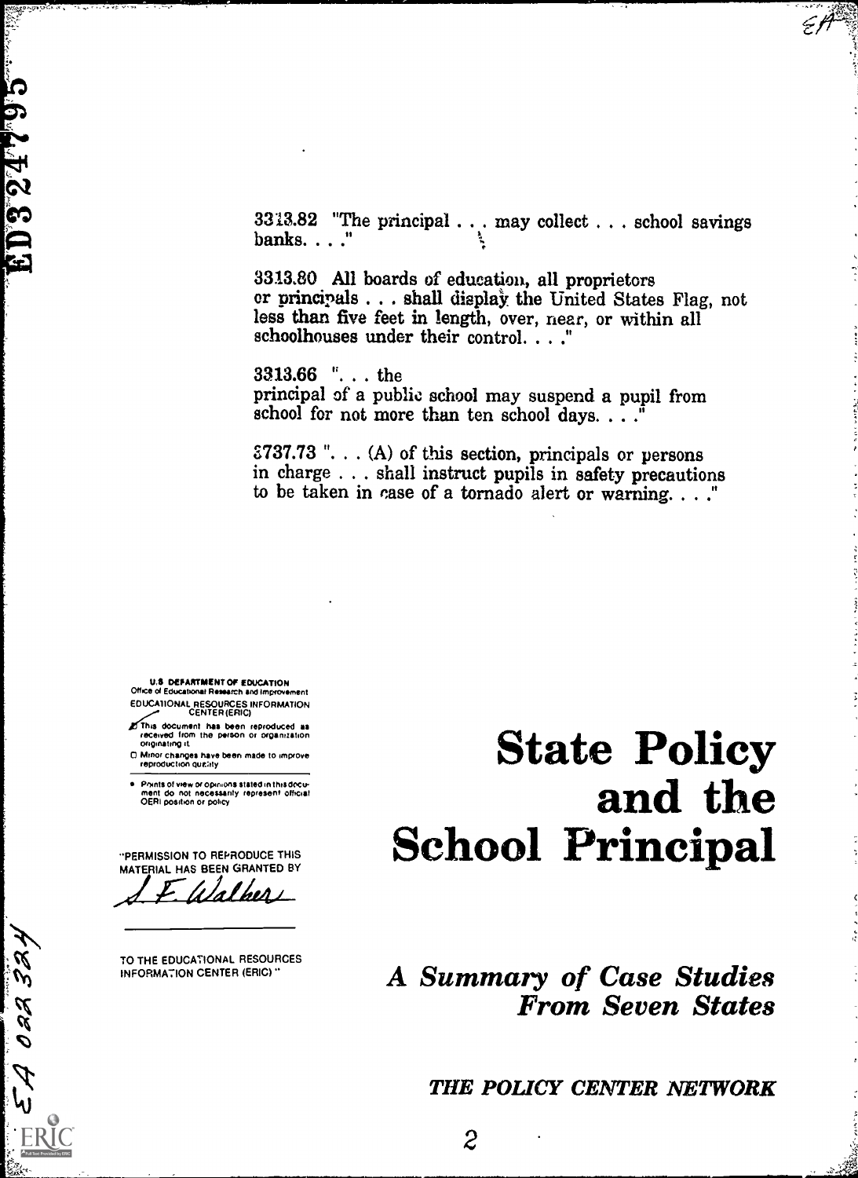3313.82 "The principal . . . may collect . . . school savings banks. . . ."

3313.80 All boards of education, all proprietors or principals . . . shall display the United States Flag, not less than five feet in length, over, near, or within all schoolhouses under their control. . . ."

3313.66 ". . . the principal of a public school may suspend a pupil from school for not more than ten school days. . . ."

3737.73 ". . . (A) of this section, principals or persons in charge . . . shall instruct pupils in safety precautions to be taken in case of a tornado alert or warning. . . ."

U.S. DEPARTMENT OF EDUCATION
Office of Educational Research and Improvement
EDUCATIONAL RESOURCES INFORMATION CENTER (ERIC)

- This document has been reproduced as received from the person or organization originating it.
- Minor changes have been made to improve reproduction quality.
- Points of view or opinions stated in this document do not necessarily represent official OERI position or policy.

"PERMISSION TO REPRODUCE THIS MATERIAL HAS BEEN GRANTED BY

S. F. Walker

TO THE EDUCATIONAL RESOURCES INFORMATION CENTER (ERIC)."

# State Policy and the School Principal

## *A Summary of Case Studies From Seven States*

***THE POLICY CENTER NETWORK***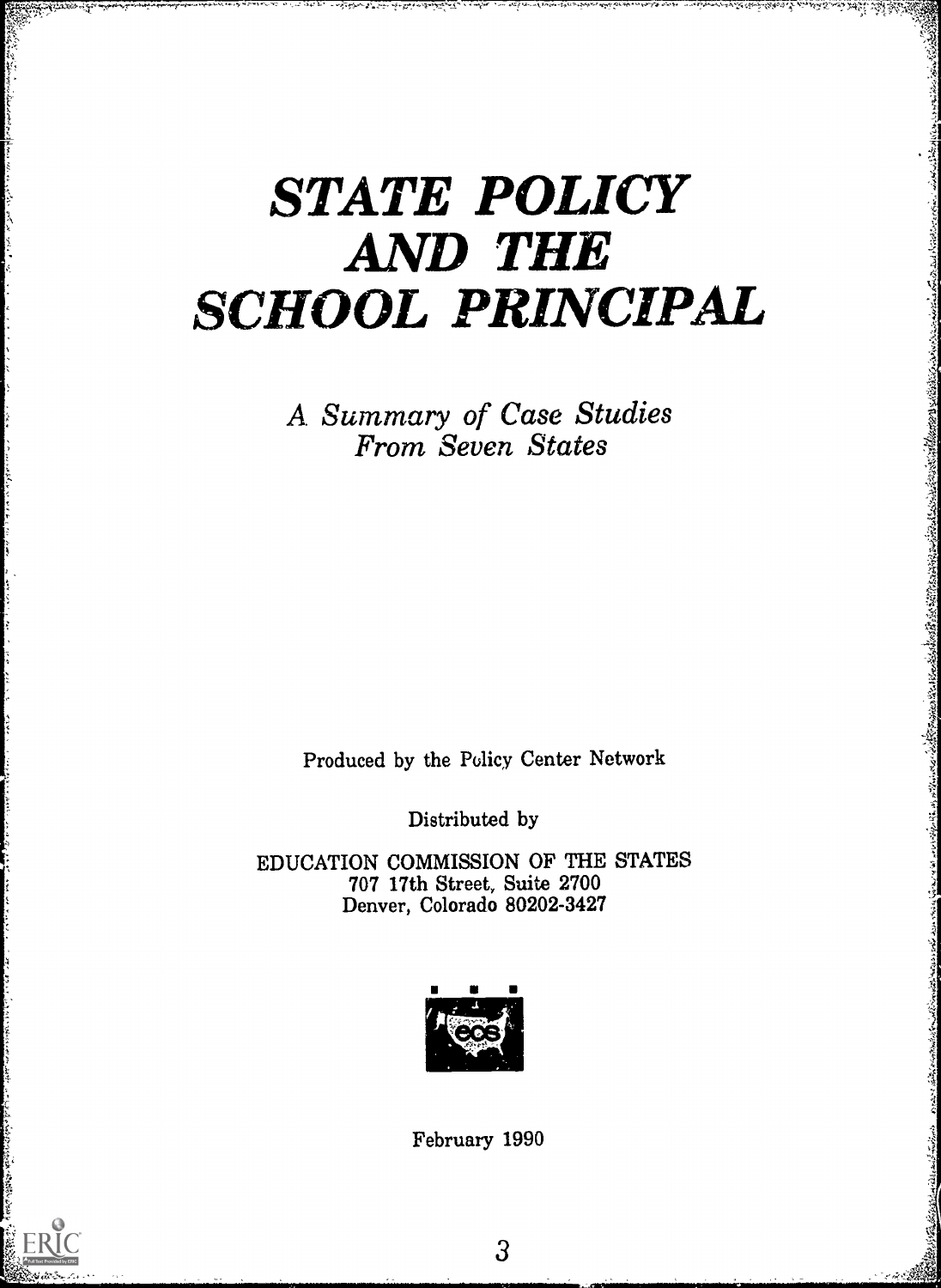# STATE POLICY AND THE SCHOOL PRINCIPAL

*A Summary of Case Studies From Seven States*

Produced by the Policy Center Network

Distributed by

EDUCATION COMMISSION OF THE STATES
707 17th Street, Suite 2700
Denver, Colorado 80202-3427

February 1990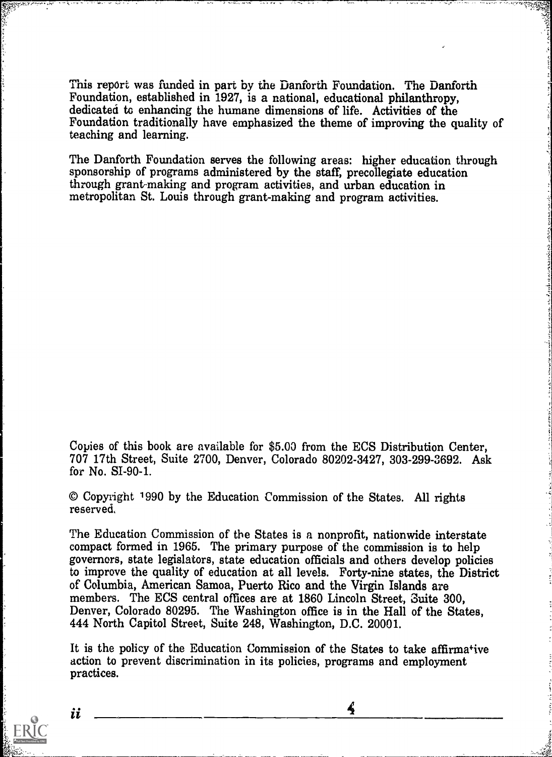This report was funded in part by the Danforth Foundation. The Danforth Foundation, established in 1927, is a national, educational philanthropy, dedicated to enhancing the humane dimensions of life. Activities of the Foundation traditionally have emphasized the theme of improving the quality of teaching and learning.

The Danforth Foundation serves the following areas: higher education through sponsorship of programs administered by the staff, precollegiate education through grant-making and program activities, and urban education in metropolitan St. Louis through grant-making and program activities.

Copies of this book are available for $5.00 from the ECS Distribution Center, 707 17th Street, Suite 2700, Denver, Colorado 80202-3427, 303-299-3692. Ask for No. SI-90-1.

© Copyright 1990 by the Education Commission of the States. All rights reserved.

The Education Commission of the States is a nonprofit, nationwide interstate compact formed in 1965. The primary purpose of the commission is to help governors, state legislators, state education officials and others develop policies to improve the quality of education at all levels. Forty-nine states, the District of Columbia, American Samoa, Puerto Rico and the Virgin Islands are members. The ECS central offices are at 1860 Lincoln Street, Suite 300, Denver, Colorado 80295. The Washington office is in the Hall of the States, 444 North Capitol Street, Suite 248, Washington, D.C. 20001.

It is the policy of the Education Commission of the States to take affirmative action to prevent discrimination in its policies, programs and employment practices.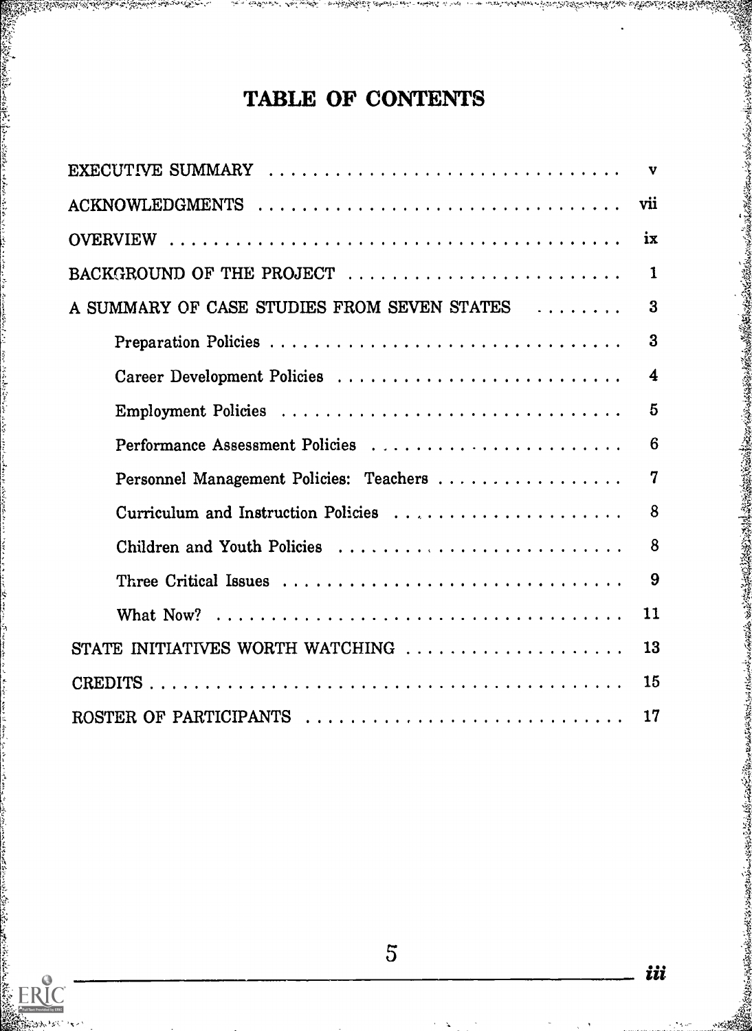# TABLE OF CONTENTS

| | |
|---|---|
| EXECUTIVE SUMMARY | v |
| ACKNOWLEDGMENTS | vii |
| OVERVIEW | ix |
| BACKGROUND OF THE PROJECT | 1 |
| A SUMMARY OF CASE STUDIES FROM SEVEN STATES | 3 |
| Preparation Policies | 3 |
| Career Development Policies | 4 |
| Employment Policies | 5 |
| Performance Assessment Policies | 6 |
| Personnel Management Policies: Teachers | 7 |
| Curriculum and Instruction Policies | 8 |
| Children and Youth Policies | 8 |
| Three Critical Issues | 9 |
| What Now? | 11 |
| STATE INITIATIVES WORTH WATCHING | 13 |
| CREDITS | 15 |
| ROSTER OF PARTICIPANTS | 17 |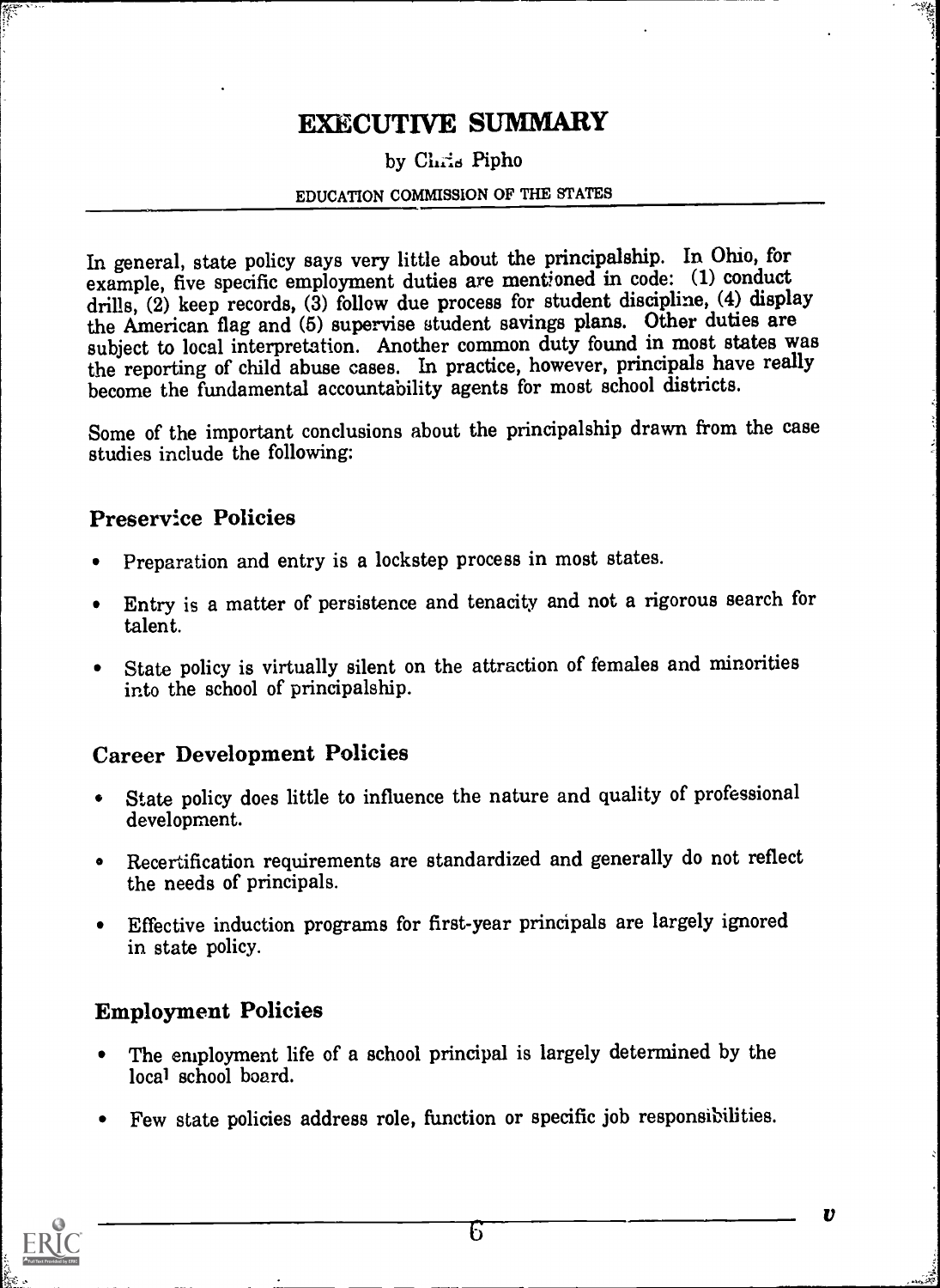# EXECUTIVE SUMMARY

by Chris Pipho

EDUCATION COMMISSION OF THE STATES

In general, state policy says very little about the principalship. In Ohio, for example, five specific employment duties are mentioned in code: (1) conduct drills, (2) keep records, (3) follow due process for student discipline, (4) display the American flag and (5) supervise student savings plans. Other duties are subject to local interpretation. Another common duty found in most states was the reporting of child abuse cases. In practice, however, principals have really become the fundamental accountability agents for most school districts.

Some of the important conclusions about the principalship drawn from the case studies include the following:

## Preservice Policies

- Preparation and entry is a lockstep process in most states.
- Entry is a matter of persistence and tenacity and not a rigorous search for talent.
- State policy is virtually silent on the attraction of females and minorities into the school of principalship.

## Career Development Policies

- State policy does little to influence the nature and quality of professional development.
- Recertification requirements are standardized and generally do not reflect the needs of principals.
- Effective induction programs for first-year principals are largely ignored in state policy.

## Employment Policies

- The employment life of a school principal is largely determined by the local school board.
- Few state policies address role, function or specific job responsibilities.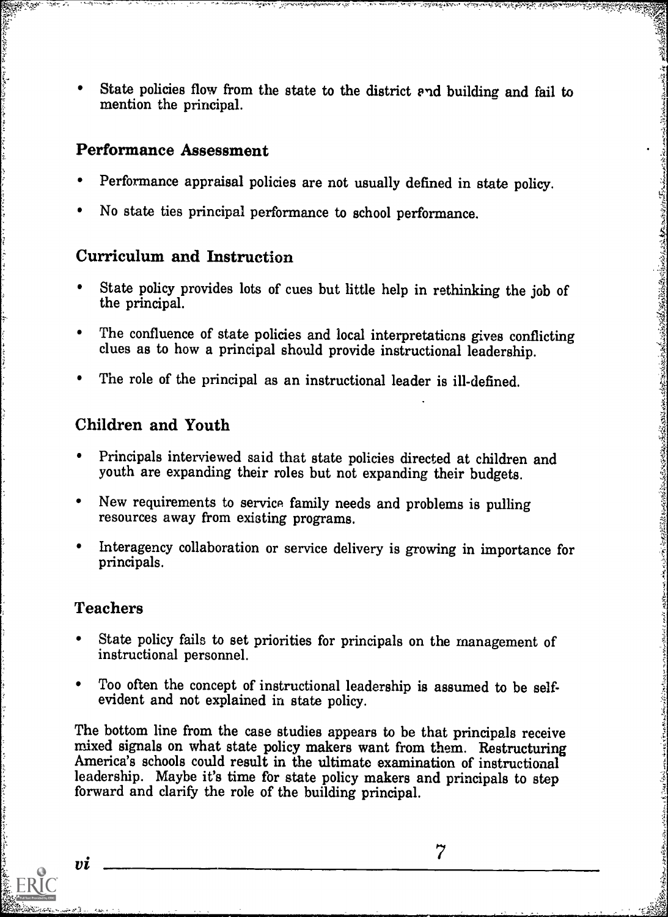- State policies flow from the state to the district and building and fail to mention the principal.

## Performance Assessment

- Performance appraisal policies are not usually defined in state policy.
- No state ties principal performance to school performance.

## Curriculum and Instruction

- State policy provides lots of cues but little help in rethinking the job of the principal.
- The confluence of state policies and local interpretations gives conflicting clues as to how a principal should provide instructional leadership.
- The role of the principal as an instructional leader is ill-defined.

## Children and Youth

- Principals interviewed said that state policies directed at children and youth are expanding their roles but not expanding their budgets.
- New requirements to service family needs and problems is pulling resources away from existing programs.
- Interagency collaboration or service delivery is growing in importance for principals.

## Teachers

- State policy fails to set priorities for principals on the management of instructional personnel.
- Too often the concept of instructional leadership is assumed to be self-evident and not explained in state policy.

The bottom line from the case studies appears to be that principals receive mixed signals on what state policy makers want from them. Restructuring America's schools could result in the ultimate examination of instructional leadership. Maybe it's time for state policy makers and principals to step forward and clarify the role of the building principal.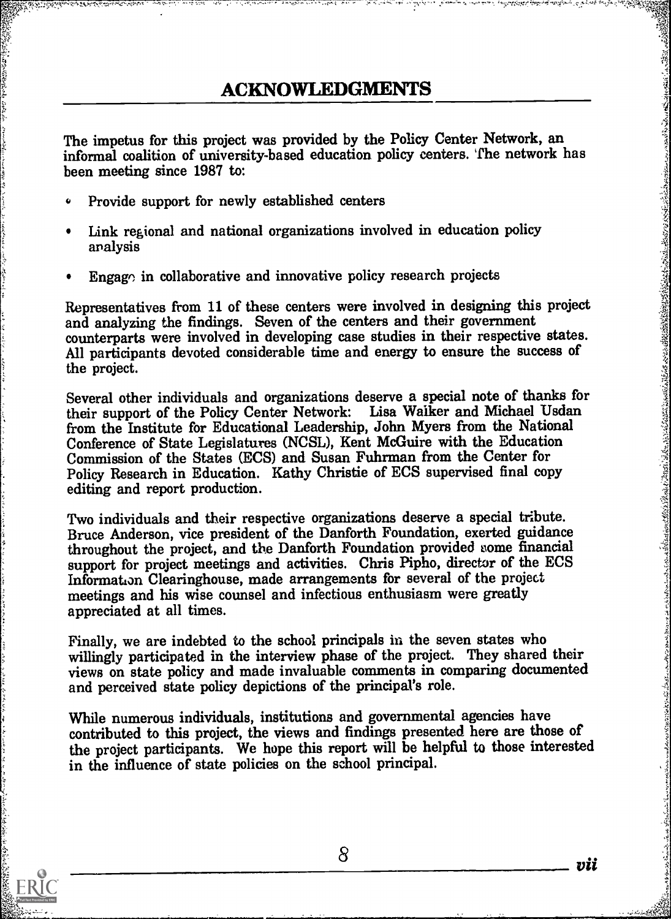## ACKNOWLEDGMENTS

The impetus for this project was provided by the Policy Center Network, an informal coalition of university-based education policy centers. The network has been meeting since 1987 to:

- Provide support for newly established centers
- Link regional and national organizations involved in education policy analysis
- Engage in collaborative and innovative policy research projects

Representatives from 11 of these centers were involved in designing this project and analyzing the findings. Seven of the centers and their government counterparts were involved in developing case studies in their respective states. All participants devoted considerable time and energy to ensure the success of the project.

Several other individuals and organizations deserve a special note of thanks for their support of the Policy Center Network: Lisa Walker and Michael Usdan from the Institute for Educational Leadership, John Myers from the National Conference of State Legislatures (NCSL), Kent McGuire with the Education Commission of the States (ECS) and Susan Fuhrman from the Center for Policy Research in Education. Kathy Christie of ECS supervised final copy editing and report production.

Two individuals and their respective organizations deserve a special tribute. Bruce Anderson, vice president of the Danforth Foundation, exerted guidance throughout the project, and the Danforth Foundation provided some financial support for project meetings and activities. Chris Pipho, director of the ECS Information Clearinghouse, made arrangements for several of the project meetings and his wise counsel and infectious enthusiasm were greatly appreciated at all times.

Finally, we are indebted to the school principals in the seven states who willingly participated in the interview phase of the project. They shared their views on state policy and made invaluable comments in comparing documented and perceived state policy depictions of the principal's role.

While numerous individuals, institutions and governmental agencies have contributed to this project, the views and findings presented here are those of the project participants. We hope this report will be helpful to those interested in the influence of state policies on the school principal.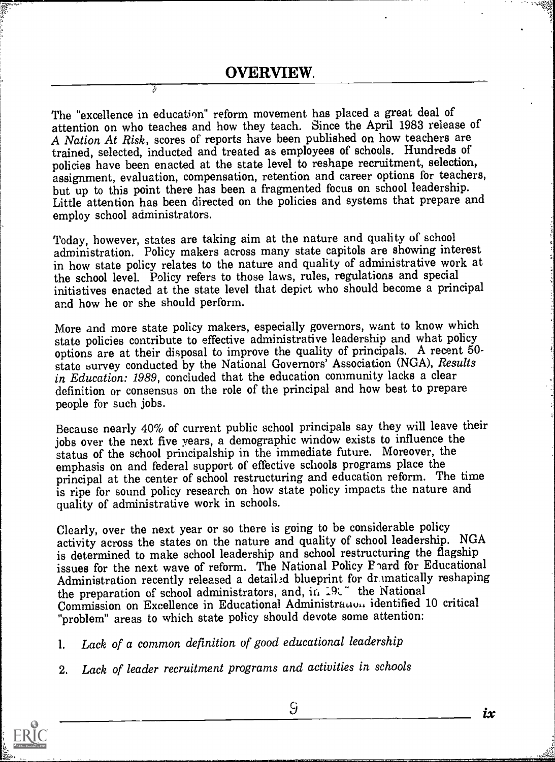# OVERVIEW.

The "excellence in education" reform movement has placed a great deal of attention on who teaches and how they teach. Since the April 1983 release of *A Nation At Risk*, scores of reports have been published on how teachers are trained, selected, inducted and treated as employees of schools. Hundreds of policies have been enacted at the state level to reshape recruitment, selection, assignment, evaluation, compensation, retention and career options for teachers, but up to this point there has been a fragmented focus on school leadership. Little attention has been directed on the policies and systems that prepare and employ school administrators.

Today, however, states are taking aim at the nature and quality of school administration. Policy makers across many state capitols are showing interest in how state policy relates to the nature and quality of administrative work at the school level. Policy refers to those laws, rules, regulations and special initiatives enacted at the state level that depict who should become a principal and how he or she should perform.

More and more state policy makers, especially governors, want to know which state policies contribute to effective administrative leadership and what policy options are at their disposal to improve the quality of principals. A recent 50-state survey conducted by the National Governors' Association (NGA), *Results in Education: 1989*, concluded that the education community lacks a clear definition or consensus on the role of the principal and how best to prepare people for such jobs.

Because nearly 40% of current public school principals say they will leave their jobs over the next five years, a demographic window exists to influence the status of the school principalship in the immediate future. Moreover, the emphasis on and federal support of effective schools programs place the principal at the center of school restructuring and education reform. The time is ripe for sound policy research on how state policy impacts the nature and quality of administrative work in schools.

Clearly, over the next year or so there is going to be considerable policy activity across the states on the nature and quality of school leadership. NGA is determined to make school leadership and school restructuring the flagship issues for the next wave of reform. The National Policy Board for Educational Administration recently released a detailed blueprint for dramatically reshaping the preparation of school administrators, and, in 198‾ the National Commission on Excellence in Educational Administration identified 10 critical "problem" areas to which state policy should devote some attention:

1. *Lack of a common definition of good educational leadership*
2. *Lack of leader recruitment programs and activities in schools*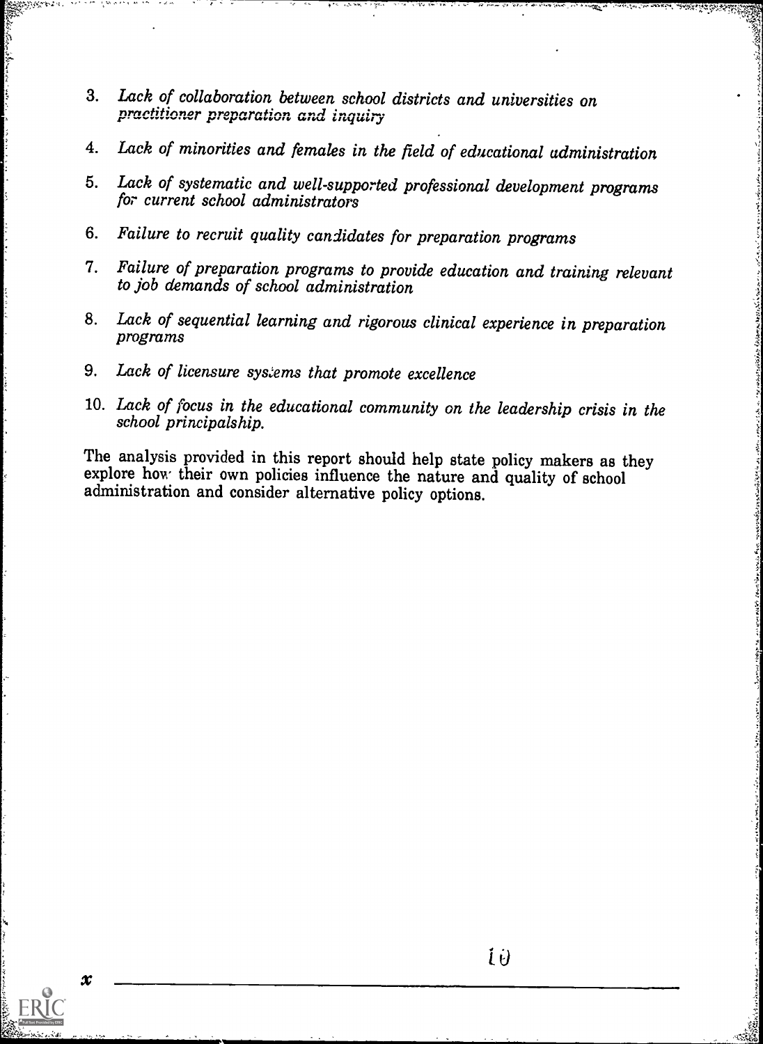3. *Lack of collaboration between school districts and universities on practitioner preparation and inquiry*

4. *Lack of minorities and females in the field of educational administration*

5. *Lack of systematic and well-supported professional development programs for current school administrators*

6. *Failure to recruit quality candidates for preparation programs*

7. *Failure of preparation programs to provide education and training relevant to job demands of school administration*

8. *Lack of sequential learning and rigorous clinical experience in preparation programs*

9. *Lack of licensure systems that promote excellence*

10. *Lack of focus in the educational community on the leadership crisis in the school principalship.*

The analysis provided in this report should help state policy makers as they explore how their own policies influence the nature and quality of school administration and consider alternative policy options.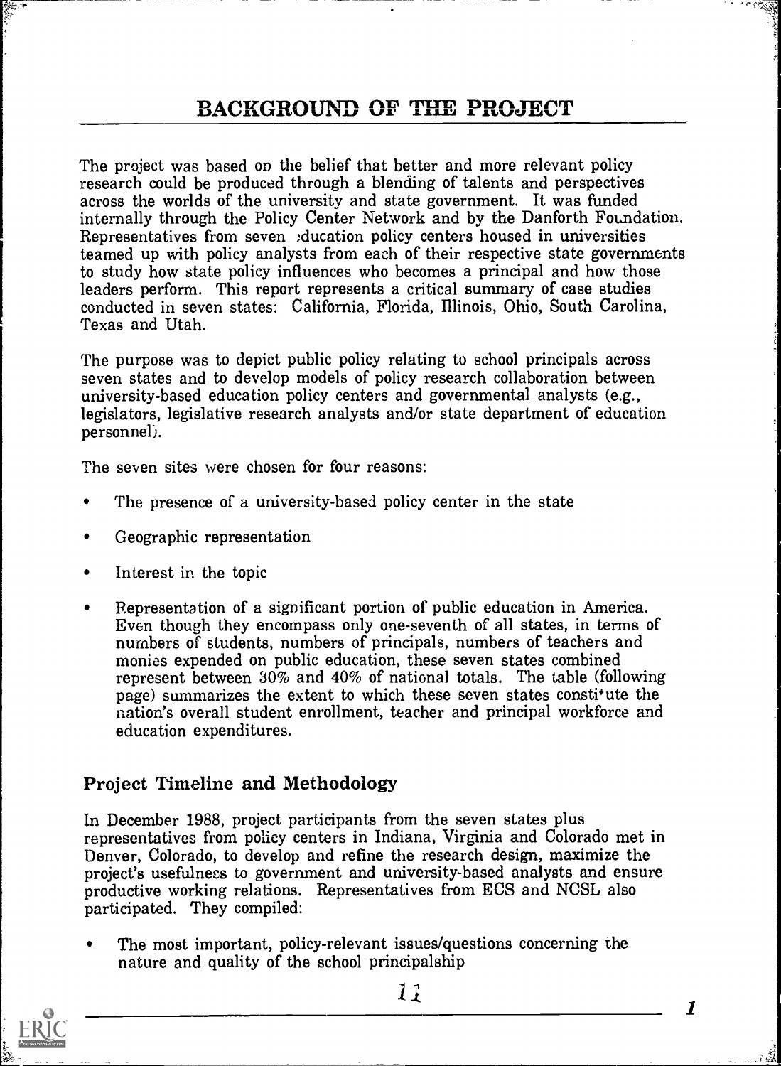# BACKGROUND OF THE PROJECT

The project was based on the belief that better and more relevant policy research could be produced through a blending of talents and perspectives across the worlds of the university and state government. It was funded internally through the Policy Center Network and by the Danforth Foundation. Representatives from seven education policy centers housed in universities teamed up with policy analysts from each of their respective state governments to study how state policy influences who becomes a principal and how those leaders perform. This report represents a critical summary of case studies conducted in seven states: California, Florida, Illinois, Ohio, South Carolina, Texas and Utah.

The purpose was to depict public policy relating to school principals across seven states and to develop models of policy research collaboration between university-based education policy centers and governmental analysts (e.g., legislators, legislative research analysts and/or state department of education personnel).

The seven sites were chosen for four reasons:

- The presence of a university-based policy center in the state
- Geographic representation
- Interest in the topic
- Representation of a significant portion of public education in America. Even though they encompass only one-seventh of all states, in terms of numbers of students, numbers of principals, numbers of teachers and monies expended on public education, these seven states combined represent between 30% and 40% of national totals. The table (following page) summarizes the extent to which these seven states constitute the nation's overall student enrollment, teacher and principal workforce and education expenditures.

## Project Timeline and Methodology

In December 1988, project participants from the seven states plus representatives from policy centers in Indiana, Virginia and Colorado met in Denver, Colorado, to develop and refine the research design, maximize the project's usefulness to government and university-based analysts and ensure productive working relations. Representatives from ECS and NCSL also participated. They compiled:

- The most important, policy-relevant issues/questions concerning the nature and quality of the school principalship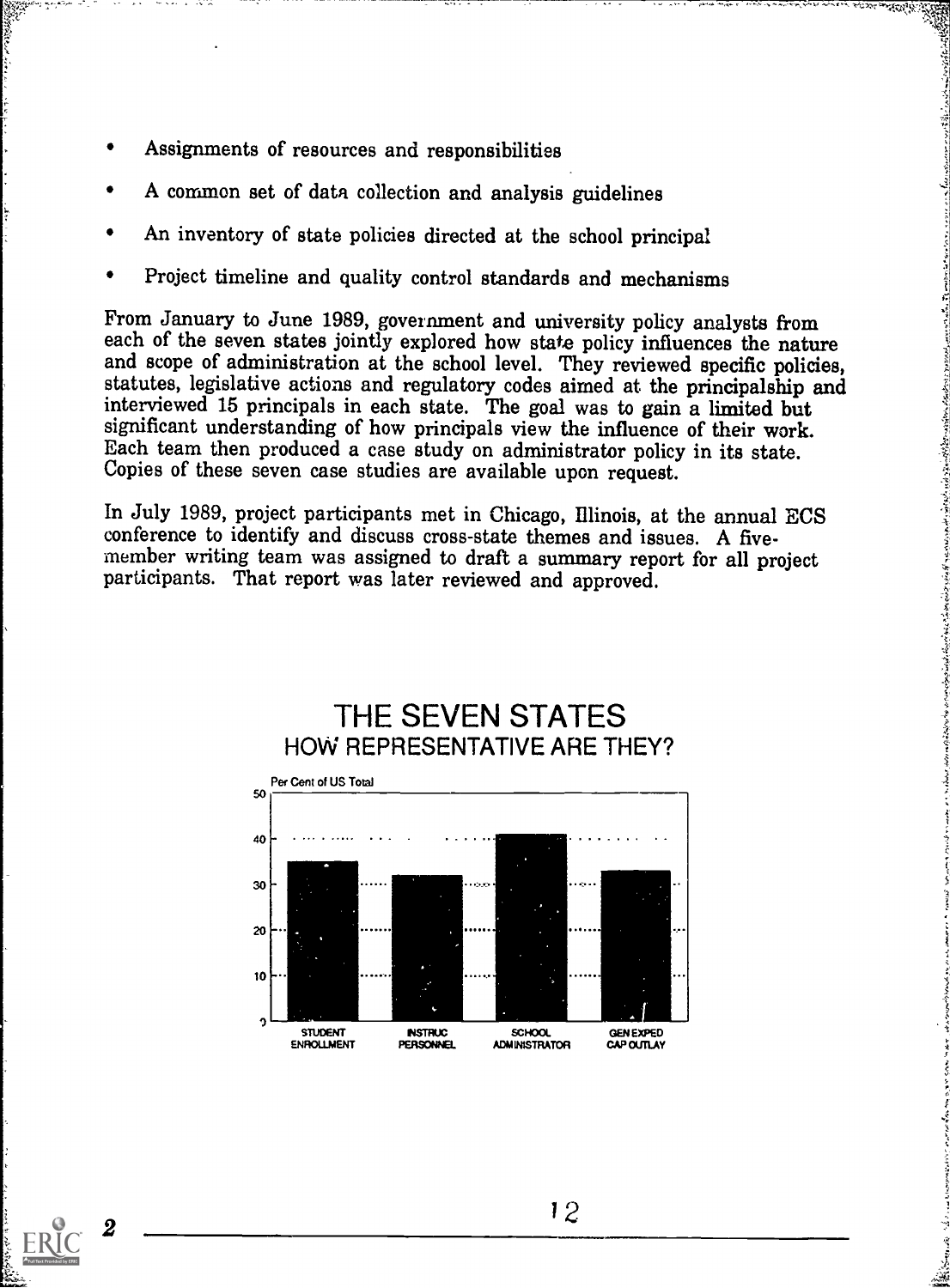- Assignments of resources and responsibilities
- A common set of data collection and analysis guidelines
- An inventory of state policies directed at the school principal
- Project timeline and quality control standards and mechanisms

From January to June 1989, government and university policy analysts from each of the seven states jointly explored how state policy influences the nature and scope of administration at the school level. They reviewed specific policies, statutes, legislative actions and regulatory codes aimed at the principalship and interviewed 15 principals in each state. The goal was to gain a limited but significant understanding of how principals view the influence of their work. Each team then produced a case study on administrator policy in its state. Copies of these seven case studies are available upon request.

In July 1989, project participants met in Chicago, Illinois, at the annual ECS conference to identify and discuss cross-state themes and issues. A five-member writing team was assigned to draft a summary report for all project participants. That report was later reviewed and approved.

## THE SEVEN STATES
### HOW REPRESENTATIVE ARE THEY?

Per Cent of US Total

STUDENT ENROLLMENT | INSTRUC PERSONNEL | SCHOOL ADMINISTRATOR | GEN EXPED CAP OUTLAY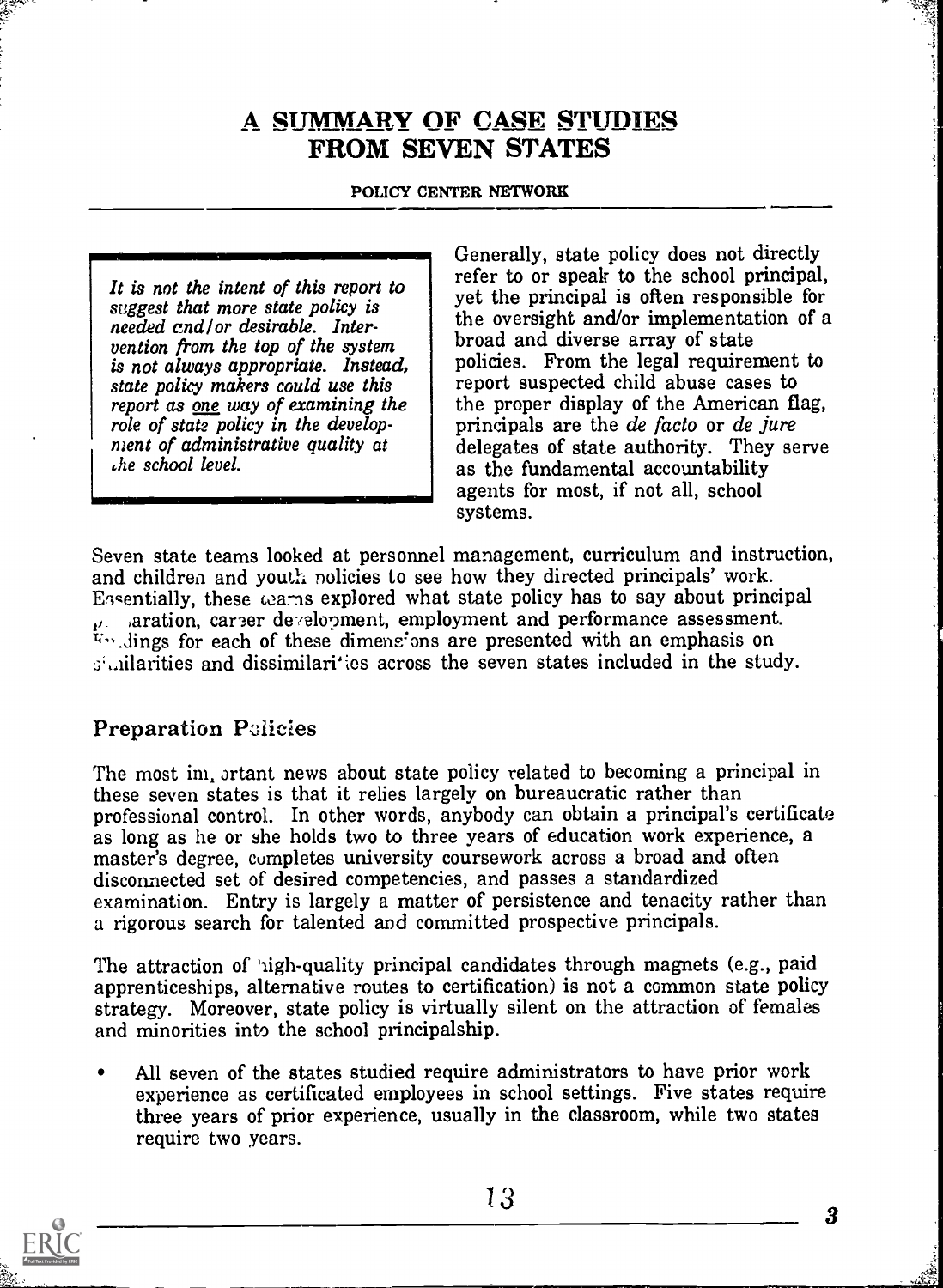# A SUMMARY OF CASE STUDIES FROM SEVEN STATES

POLICY CENTER NETWORK

*It is not the intent of this report to suggest that more state policy is needed and/or desirable. Intervention from the top of the system is not always appropriate. Instead, state policy makers could use this report as one way of examining the role of state policy in the development of administrative quality at the school level.*

Generally, state policy does not directly refer to or speak to the school principal, yet the principal is often responsible for the oversight and/or implementation of a broad and diverse array of state policies. From the legal requirement to report suspected child abuse cases to the proper display of the American flag, principals are the *de facto* or *de jure* delegates of state authority. They serve as the fundamental accountability agents for most, if not all, school systems.

Seven state teams looked at personnel management, curriculum and instruction, and children and youth policies to see how they directed principals' work. Essentially, these teams explored what state policy has to say about principal preparation, career development, employment and performance assessment. Findings for each of these dimensions are presented with an emphasis on similarities and dissimilarities across the seven states included in the study.

## Preparation Policies

The most important news about state policy related to becoming a principal in these seven states is that it relies largely on bureaucratic rather than professional control. In other words, anybody can obtain a principal's certificate as long as he or she holds two to three years of education work experience, a master's degree, completes university coursework across a broad and often disconnected set of desired competencies, and passes a standardized examination. Entry is largely a matter of persistence and tenacity rather than a rigorous search for talented and committed prospective principals.

The attraction of high-quality principal candidates through magnets (e.g., paid apprenticeships, alternative routes to certification) is not a common state policy strategy. Moreover, state policy is virtually silent on the attraction of females and minorities into the school principalship.

- All seven of the states studied require administrators to have prior work experience as certificated employees in school settings. Five states require three years of prior experience, usually in the classroom, while two states require two years.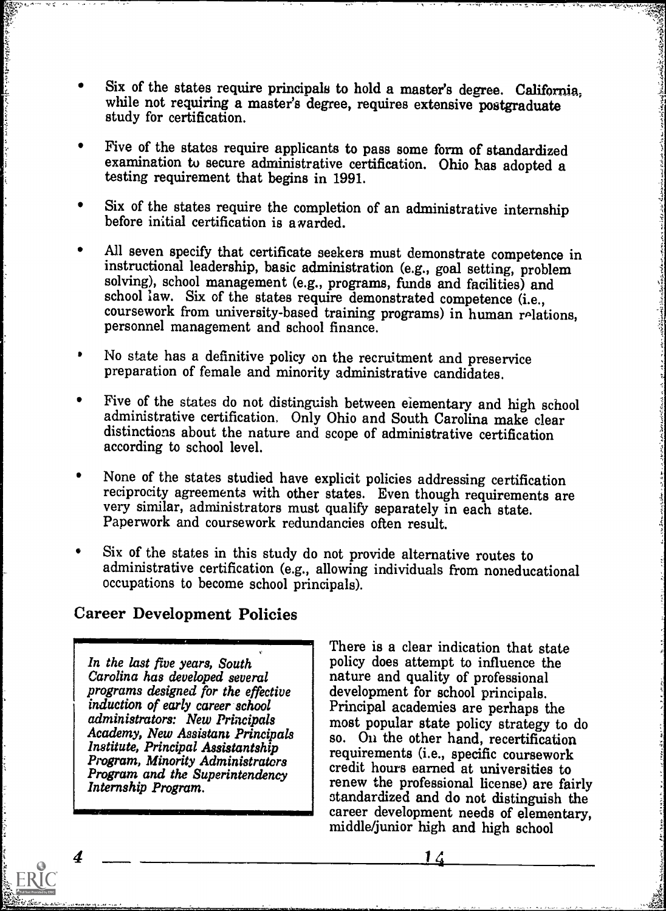- Six of the states require principals to hold a master's degree. California, while not requiring a master's degree, requires extensive postgraduate study for certification.
- Five of the states require applicants to pass some form of standardized examination to secure administrative certification. Ohio has adopted a testing requirement that begins in 1991.
- Six of the states require the completion of an administrative internship before initial certification is awarded.
- All seven specify that certificate seekers must demonstrate competence in instructional leadership, basic administration (e.g., goal setting, problem solving), school management (e.g., programs, funds and facilities) and school law. Six of the states require demonstrated competence (i.e., coursework from university-based training programs) in human relations, personnel management and school finance.
- No state has a definitive policy on the recruitment and preservice preparation of female and minority administrative candidates.
- Five of the states do not distinguish between elementary and high school administrative certification. Only Ohio and South Carolina make clear distinctions about the nature and scope of administrative certification according to school level.
- None of the states studied have explicit policies addressing certification reciprocity agreements with other states. Even though requirements are very similar, administrators must qualify separately in each state. Paperwork and coursework redundancies often result.
- Six of the states in this study do not provide alternative routes to administrative certification (e.g., allowing individuals from noneducational occupations to become school principals).

## Career Development Policies

> *In the last five years, South Carolina has developed several programs designed for the effective induction of early career school administrators: New Principals Academy, New Assistant Principals Institute, Principal Assistantship Program, Minority Administrators Program and the Superintendency Internship Program.*

There is a clear indication that state policy does attempt to influence the nature and quality of professional development for school principals. Principal academies are perhaps the most popular state policy strategy to do so. On the other hand, recertification requirements (i.e., specific coursework credit hours earned at universities to renew the professional license) are fairly standardized and do not distinguish the career development needs of elementary, middle/junior high and high school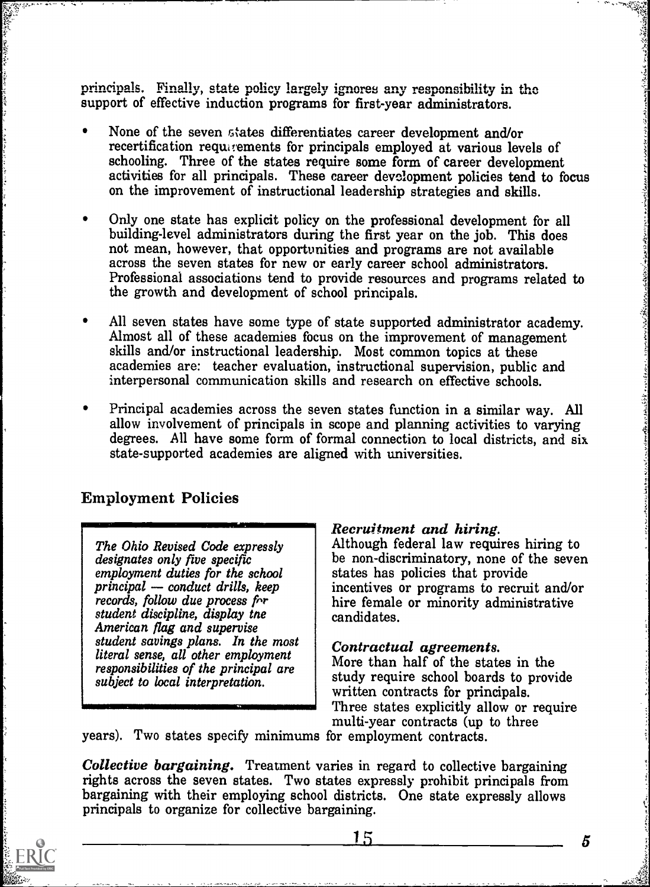principals. Finally, state policy largely ignores any responsibility in the support of effective induction programs for first-year administrators.

- None of the seven states differentiates career development and/or recertification requirements for principals employed at various levels of schooling. Three of the states require some form of career development activities for all principals. These career development policies tend to focus on the improvement of instructional leadership strategies and skills.
- Only one state has explicit policy on the professional development for all building-level administrators during the first year on the job. This does not mean, however, that opportunities and programs are not available across the seven states for new or early career school administrators. Professional associations tend to provide resources and programs related to the growth and development of school principals.
- All seven states have some type of state supported administrator academy. Almost all of these academies focus on the improvement of management skills and/or instructional leadership. Most common topics at these academies are: teacher evaluation, instructional supervision, public and interpersonal communication skills and research on effective schools.
- Principal academies across the seven states function in a similar way. All allow involvement of principals in scope and planning activities to varying degrees. All have some form of formal connection to local districts, and six state-supported academies are aligned with universities.

## Employment Policies

*The Ohio Revised Code expressly designates only five specific employment duties for the school principal — conduct drills, keep records, follow due process for student discipline, display the American flag and supervise student savings plans. In the most literal sense, all other employment responsibilities of the principal are subject to local interpretation.*

***Recruitment and hiring.*** Although federal law requires hiring to be non-discriminatory, none of the seven states has policies that provide incentives or programs to recruit and/or hire female or minority administrative candidates.

***Contractual agreements.*** More than half of the states in the study require school boards to provide written contracts for principals. Three states explicitly allow or require multi-year contracts (up to three years). Two states specify minimums for employment contracts.

***Collective bargaining.*** Treatment varies in regard to collective bargaining rights across the seven states. Two states expressly prohibit principals from bargaining with their employing school districts. One state expressly allows principals to organize for collective bargaining.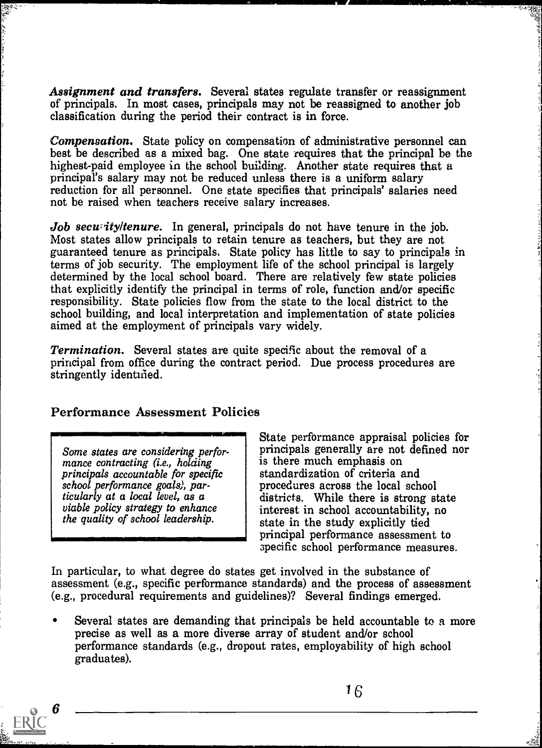*Assignment and transfers.* Several states regulate transfer or reassignment of principals. In most cases, principals may not be reassigned to another job classification during the period their contract is in force.

*Compensation.* State policy on compensation of administrative personnel can best be described as a mixed bag. One state requires that the principal be the highest-paid employee in the school building. Another state requires that a principal's salary may not be reduced unless there is a uniform salary reduction for all personnel. One state specifies that principals' salaries need not be raised when teachers receive salary increases.

*Job security/tenure.* In general, principals do not have tenure in the job. Most states allow principals to retain tenure as teachers, but they are not guaranteed tenure as principals. State policy has little to say to principals in terms of job security. The employment life of the school principal is largely determined by the local school board. There are relatively few state policies that explicitly identify the principal in terms of role, function and/or specific responsibility. State policies flow from the state to the local district to the school building, and local interpretation and implementation of state policies aimed at the employment of principals vary widely.

*Termination.* Several states are quite specific about the removal of a principal from office during the contract period. Due process procedures are stringently identified.

## Performance Assessment Policies

*Some states are considering performance contracting (i.e., holding principals accountable for specific school performance goals), particularly at a local level, as a viable policy strategy to enhance the quality of school leadership.*

State performance appraisal policies for principals generally are not defined nor is there much emphasis on standardization of criteria and procedures across the local school districts. While there is strong state interest in school accountability, no state in the study explicitly tied principal performance assessment to specific school performance measures.

In particular, to what degree do states get involved in the substance of assessment (e.g., specific performance standards) and the process of assessment (e.g., procedural requirements and guidelines)? Several findings emerged.

- Several states are demanding that principals be held accountable to a more precise as well as a more diverse array of student and/or school performance standards (e.g., dropout rates, employability of high school graduates).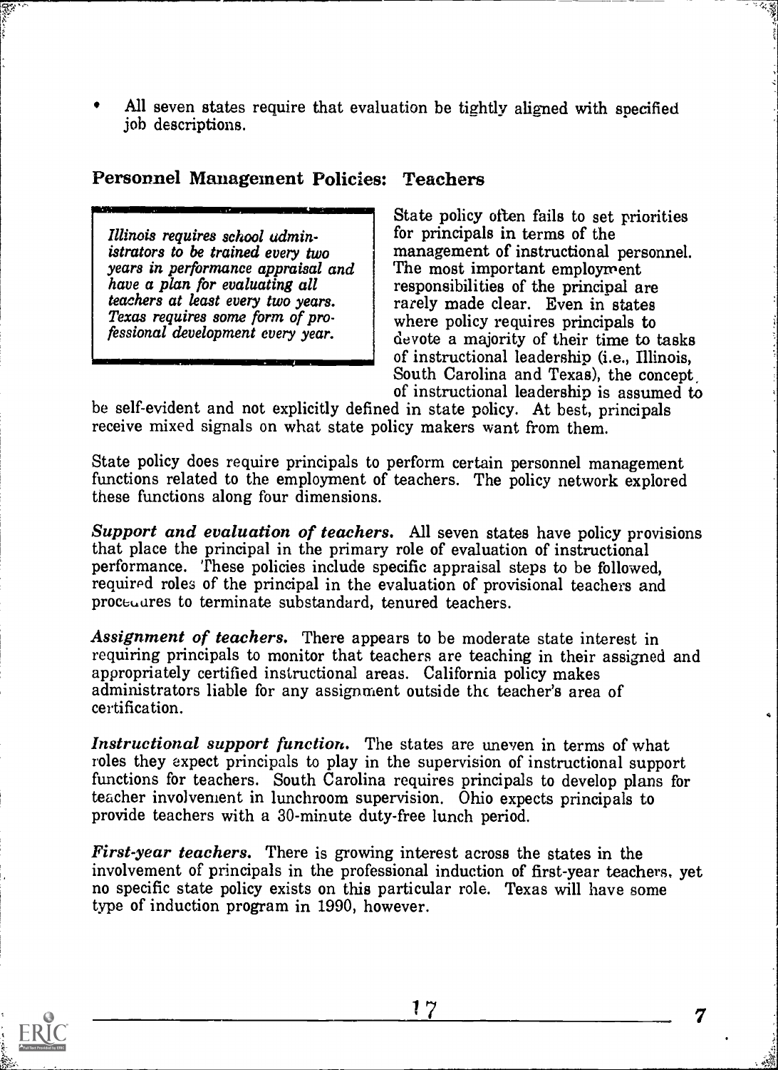- All seven states require that evaluation be tightly aligned with specified job descriptions.

## Personnel Management Policies: Teachers

*Illinois requires school administrators to be trained every two years in performance appraisal and have a plan for evaluating all teachers at least every two years. Texas requires some form of professional development every year.*

State policy often fails to set priorities for principals in terms of the management of instructional personnel. The most important employment responsibilities of the principal are rarely made clear. Even in states where policy requires principals to devote a majority of their time to tasks of instructional leadership (i.e., Illinois, South Carolina and Texas), the concept of instructional leadership is assumed to be self-evident and not explicitly defined in state policy. At best, principals receive mixed signals on what state policy makers want from them.

State policy does require principals to perform certain personnel management functions related to the employment of teachers. The policy network explored these functions along four dimensions.

***Support and evaluation of teachers.*** All seven states have policy provisions that place the principal in the primary role of evaluation of instructional performance. These policies include specific appraisal steps to be followed, required roles of the principal in the evaluation of provisional teachers and procedures to terminate substandard, tenured teachers.

***Assignment of teachers.*** There appears to be moderate state interest in requiring principals to monitor that teachers are teaching in their assigned and appropriately certified instructional areas. California policy makes administrators liable for any assignment outside the teacher's area of certification.

***Instructional support function.*** The states are uneven in terms of what roles they expect principals to play in the supervision of instructional support functions for teachers. South Carolina requires principals to develop plans for teacher involvement in lunchroom supervision. Ohio expects principals to provide teachers with a 30-minute duty-free lunch period.

***First-year teachers.*** There is growing interest across the states in the involvement of principals in the professional induction of first-year teachers, yet no specific state policy exists on this particular role. Texas will have some type of induction program in 1990, however.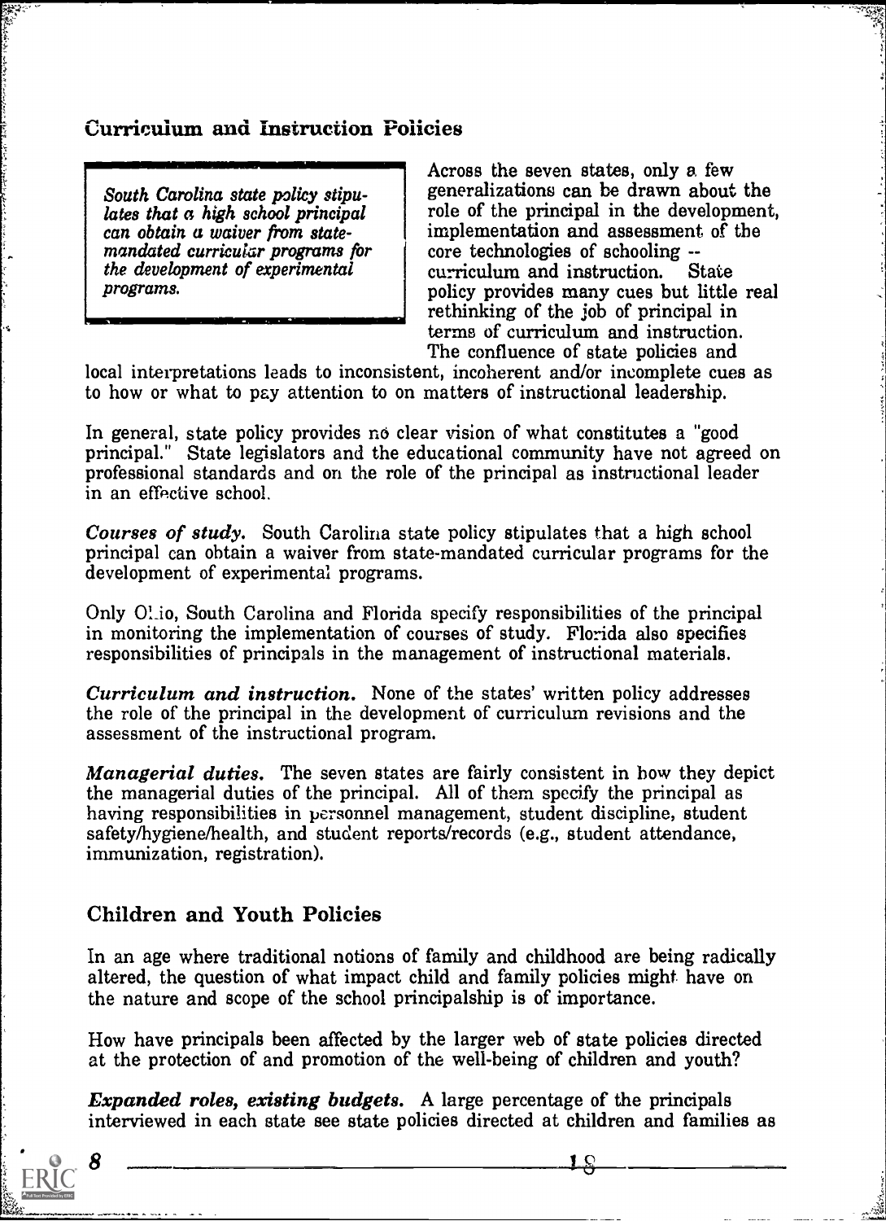## Curriculum and Instruction Policies

> *South Carolina state policy stipulates that a high school principal can obtain a waiver from state-mandated curricular programs for the development of experimental programs.*

Across the seven states, only a few generalizations can be drawn about the role of the principal in the development, implementation and assessment of the core technologies of schooling -- curriculum and instruction. State policy provides many cues but little real rethinking of the job of principal in terms of curriculum and instruction. The confluence of state policies and local interpretations leads to inconsistent, incoherent and/or incomplete cues as to how or what to pay attention to on matters of instructional leadership.

In general, state policy provides no clear vision of what constitutes a "good principal." State legislators and the educational community have not agreed on professional standards and on the role of the principal as instructional leader in an effective school.

***Courses of study.*** South Carolina state policy stipulates that a high school principal can obtain a waiver from state-mandated curricular programs for the development of experimental programs.

Only Ohio, South Carolina and Florida specify responsibilities of the principal in monitoring the implementation of courses of study. Florida also specifies responsibilities of principals in the management of instructional materials.

***Curriculum and instruction.*** None of the states' written policy addresses the role of the principal in the development of curriculum revisions and the assessment of the instructional program.

***Managerial duties.*** The seven states are fairly consistent in how they depict the managerial duties of the principal. All of them specify the principal as having responsibilities in personnel management, student discipline, student safety/hygiene/health, and student reports/records (e.g., student attendance, immunization, registration).

## Children and Youth Policies

In an age where traditional notions of family and childhood are being radically altered, the question of what impact child and family policies might have on the nature and scope of the school principalship is of importance.

How have principals been affected by the larger web of state policies directed at the protection of and promotion of the well-being of children and youth?

***Expanded roles, existing budgets.*** A large percentage of the principals interviewed in each state see state policies directed at children and families as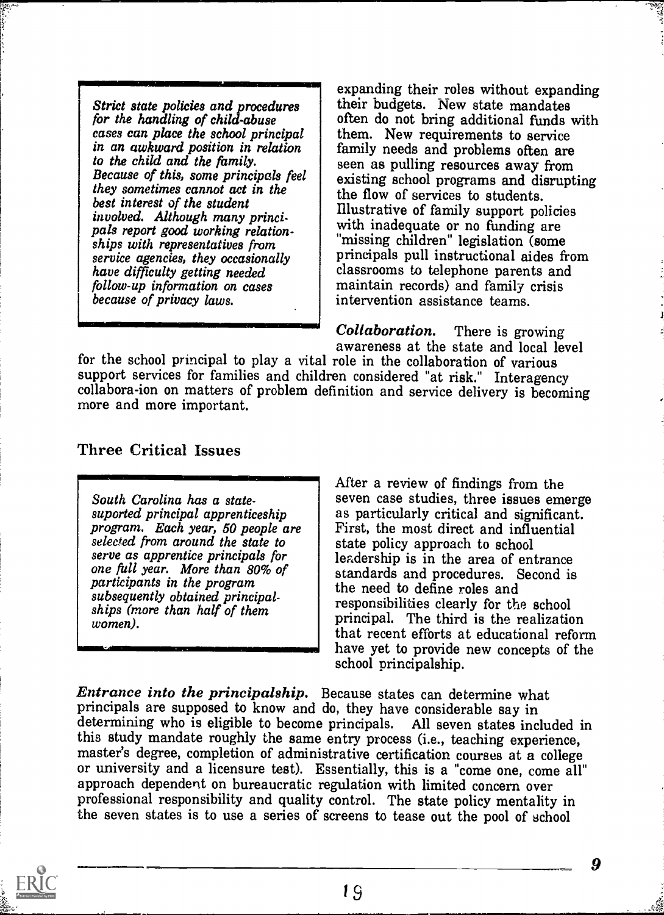*Strict state policies and procedures for the handling of child-abuse cases can place the school principal in an awkward position in relation to the child and the family. Because of this, some principals feel they sometimes cannot act in the best interest of the student involved. Although many principals report good working relationships with representatives from service agencies, they occasionally have difficulty getting needed follow-up information on cases because of privacy laws.*

expanding their roles without expanding their budgets. New state mandates often do not bring additional funds with them. New requirements to service family needs and problems often are seen as pulling resources away from existing school programs and disrupting the flow of services to students. Illustrative of family support policies with inadequate or no funding are "missing children" legislation (some principals pull instructional aides from classrooms to telephone parents and maintain records) and family crisis intervention assistance teams.

***Collaboration.*** There is growing awareness at the state and local level for the school principal to play a vital role in the collaboration of various support services for families and children considered "at risk." Interagency collabora-ion on matters of problem definition and service delivery is becoming more and more important.

## Three Critical Issues

*South Carolina has a state-suported principal apprenticeship program. Each year, 50 people are selected from around the state to serve as apprentice principals for one full year. More than 80% of participants in the program subsequently obtained principalships (more than half of them women).*

After a review of findings from the seven case studies, three issues emerge as particularly critical and significant. First, the most direct and influential state policy approach to school leadership is in the area of entrance standards and procedures. Second is the need to define roles and responsibilities clearly for the school principal. The third is the realization that recent efforts at educational reform have yet to provide new concepts of the school principalship.

***Entrance into the principalship.*** Because states can determine what principals are supposed to know and do, they have considerable say in determining who is eligible to become principals. All seven states included in this study mandate roughly the same entry process (i.e., teaching experience, master's degree, completion of administrative certification courses at a college or university and a licensure test). Essentially, this is a "come one, come all" approach dependent on bureaucratic regulation with limited concern over professional responsibility and quality control. The state policy mentality in the seven states is to use a series of screens to tease out the pool of school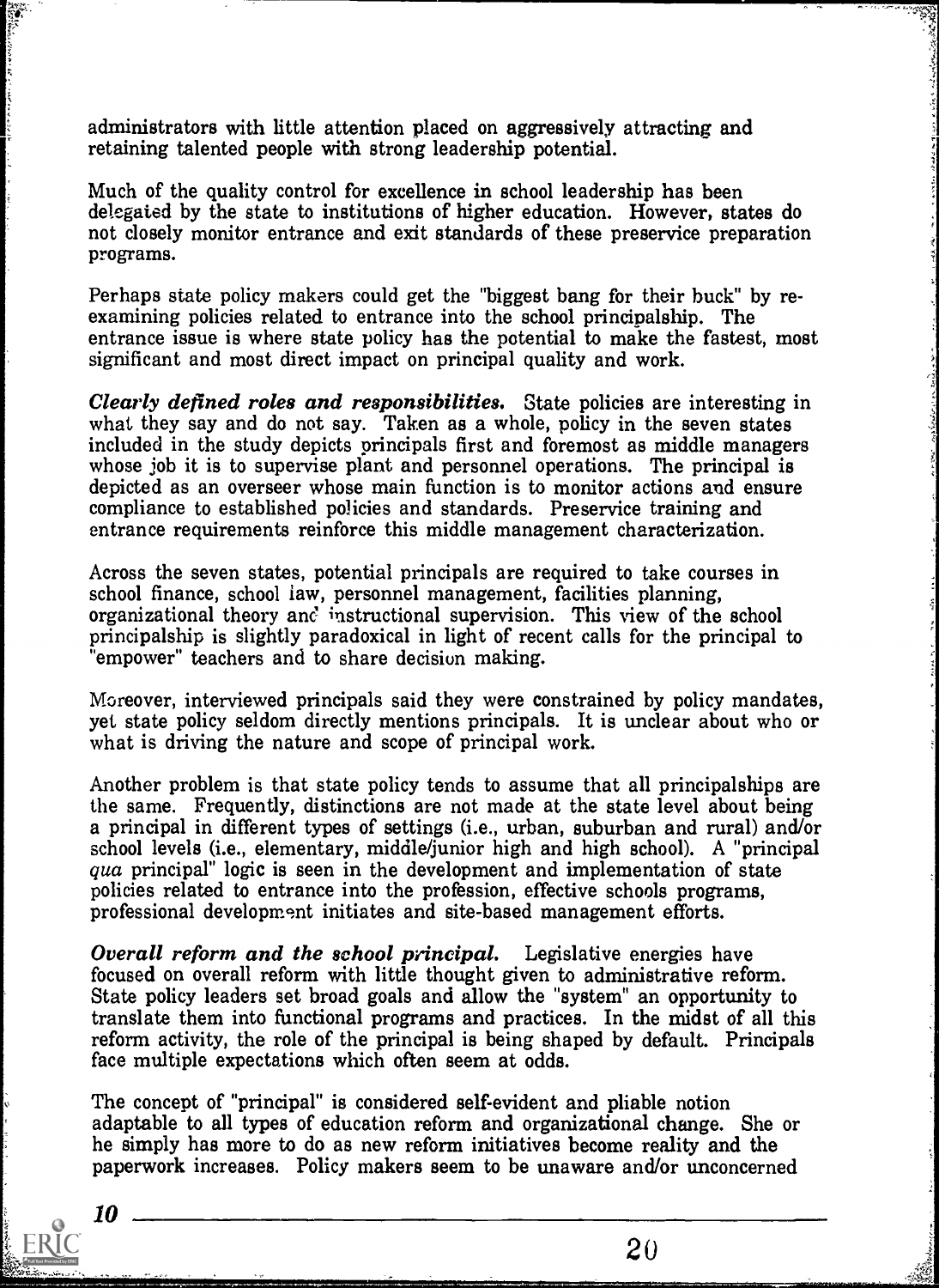administrators with little attention placed on aggressively attracting and retaining talented people with strong leadership potential.

Much of the quality control for excellence in school leadership has been delegated by the state to institutions of higher education. However, states do not closely monitor entrance and exit standards of these preservice preparation programs.

Perhaps state policy makers could get the "biggest bang for their buck" by re-examining policies related to entrance into the school principalship. The entrance issue is where state policy has the potential to make the fastest, most significant and most direct impact on principal quality and work.

***Clearly defined roles and responsibilities.*** State policies are interesting in what they say and do not say. Taken as a whole, policy in the seven states included in the study depicts principals first and foremost as middle managers whose job it is to supervise plant and personnel operations. The principal is depicted as an overseer whose main function is to monitor actions and ensure compliance to established policies and standards. Preservice training and entrance requirements reinforce this middle management characterization.

Across the seven states, potential principals are required to take courses in school finance, school law, personnel management, facilities planning, organizational theory and instructional supervision. This view of the school principalship is slightly paradoxical in light of recent calls for the principal to "empower" teachers and to share decision making.

Moreover, interviewed principals said they were constrained by policy mandates, yet state policy seldom directly mentions principals. It is unclear about who or what is driving the nature and scope of principal work.

Another problem is that state policy tends to assume that all principalships are the same. Frequently, distinctions are not made at the state level about being a principal in different types of settings (i.e., urban, suburban and rural) and/or school levels (i.e., elementary, middle/junior high and high school). A "principal *qua* principal" logic is seen in the development and implementation of state policies related to entrance into the profession, effective schools programs, professional development initiates and site-based management efforts.

***Overall reform and the school principal.*** Legislative energies have focused on overall reform with little thought given to administrative reform. State policy leaders set broad goals and allow the "system" an opportunity to translate them into functional programs and practices. In the midst of all this reform activity, the role of the principal is being shaped by default. Principals face multiple expectations which often seem at odds.

The concept of "principal" is considered self-evident and pliable notion adaptable to all types of education reform and organizational change. She or he simply has more to do as new reform initiatives become reality and the paperwork increases. Policy makers seem to be unaware and/or unconcerned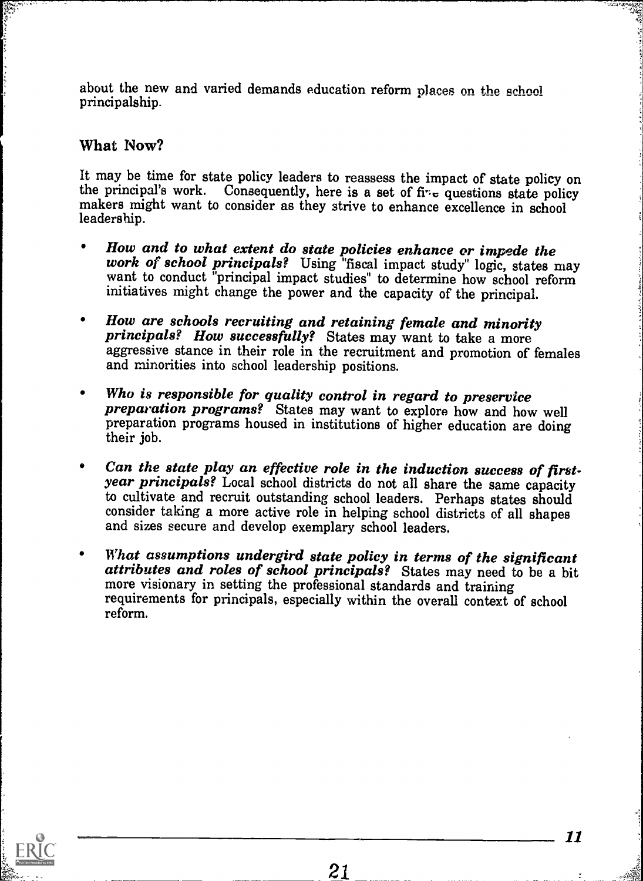about the new and varied demands education reform places on the school principalship.

## What Now?

It may be time for state policy leaders to reassess the impact of state policy on the principal's work. Consequently, here is a set of five questions state policy makers might want to consider as they strive to enhance excellence in school leadership.

- ***How and to what extent do state policies enhance or impede the work of school principals?*** Using "fiscal impact study" logic, states may want to conduct "principal impact studies" to determine how school reform initiatives might change the power and the capacity of the principal.

- ***How are schools recruiting and retaining female and minority principals? How successfully?*** States may want to take a more aggressive stance in their role in the recruitment and promotion of females and minorities into school leadership positions.

- ***Who is responsible for quality control in regard to preservice preparation programs?*** States may want to explore how and how well preparation programs housed in institutions of higher education are doing their job.

- ***Can the state play an effective role in the induction success of first-year principals?*** Local school districts do not all share the same capacity to cultivate and recruit outstanding school leaders. Perhaps states should consider taking a more active role in helping school districts of all shapes and sizes secure and develop exemplary school leaders.

- ***What assumptions undergird state policy in terms of the significant attributes and roles of school principals?*** States may need to be a bit more visionary in setting the professional standards and training requirements for principals, especially within the overall context of school reform.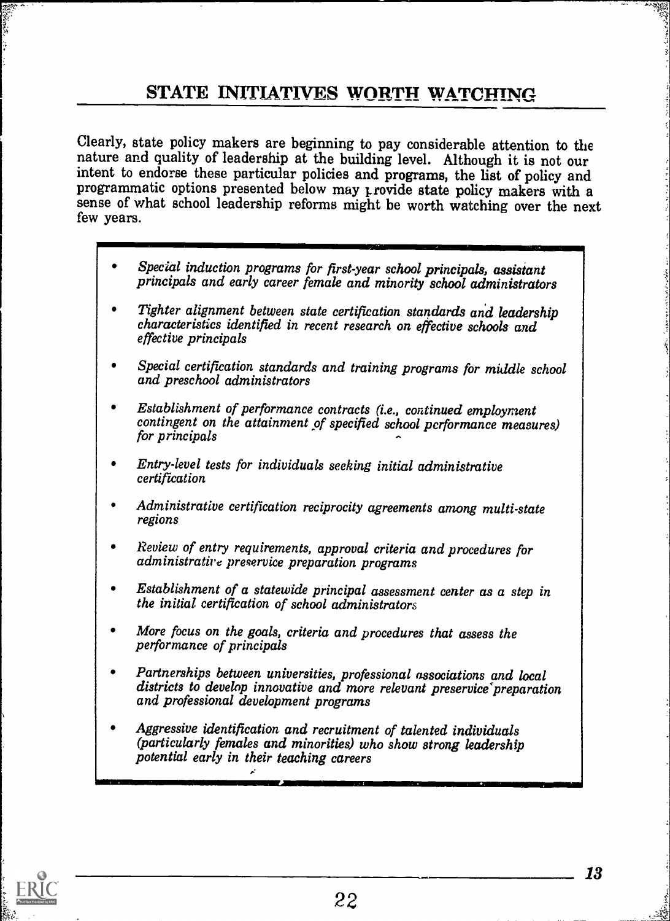## STATE INITIATIVES WORTH WATCHING

Clearly, state policy makers are beginning to pay considerable attention to the nature and quality of leadership at the building level. Although it is not our intent to endorse these particular policies and programs, the list of policy and programmatic options presented below may provide state policy makers with a sense of what school leadership reforms might be worth watching over the next few years.

- *Special induction programs for first-year school principals, assistant principals and early career female and minority school administrators*
- *Tighter alignment between state certification standards and leadership characteristics identified in recent research on effective schools and effective principals*
- *Special certification standards and training programs for middle school and preschool administrators*
- *Establishment of performance contracts (i.e., continued employment contingent on the attainment of specified school performance measures) for principals*
- *Entry-level tests for individuals seeking initial administrative certification*
- *Administrative certification reciprocity agreements among multi-state regions*
- *Review of entry requirements, approval criteria and procedures for administrative preservice preparation programs*
- *Establishment of a statewide principal assessment center as a step in the initial certification of school administrators*
- *More focus on the goals, criteria and procedures that assess the performance of principals*
- *Partnerships between universities, professional associations and local districts to develop innovative and more relevant preservice preparation and professional development programs*
- *Aggressive identification and recruitment of talented individuals (particularly females and minorities) who show strong leadership potential early in their teaching careers*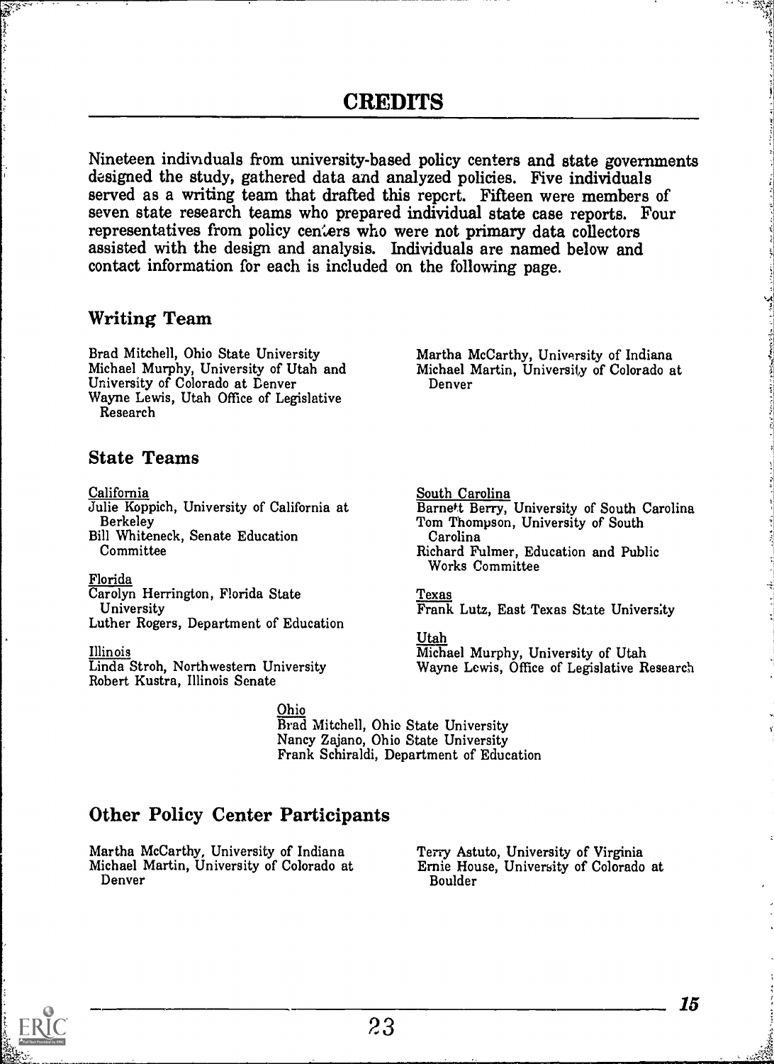# CREDITS

Nineteen individuals from university-based policy centers and state governments designed the study, gathered data and analyzed policies. Five individuals served as a writing team that drafted this report. Fifteen were members of seven state research teams who prepared individual state case reports. Four representatives from policy centers who were not primary data collectors assisted with the design and analysis. Individuals are named below and contact information for each is included on the following page.

## Writing Team

Brad Mitchell, Ohio State University
Michael Murphy, University of Utah and University of Colorado at Denver
Wayne Lewis, Utah Office of Legislative Research

Martha McCarthy, University of Indiana
Michael Martin, University of Colorado at Denver

## State Teams

California
Julie Koppich, University of California at Berkeley
Bill Whiteneck, Senate Education Committee

Florida
Carolyn Herrington, Florida State University
Luther Rogers, Department of Education

Illinois
Linda Stroh, Northwestern University
Robert Kustra, Illinois Senate

South Carolina
Barnett Berry, University of South Carolina
Tom Thompson, University of South Carolina
Richard Fulmer, Education and Public Works Committee

Texas
Frank Lutz, East Texas State University

Utah
Michael Murphy, University of Utah
Wayne Lewis, Office of Legislative Research

Ohio
Brad Mitchell, Ohio State University
Nancy Zajano, Ohio State University
Frank Schiraldi, Department of Education

## Other Policy Center Participants

Martha McCarthy, University of Indiana
Michael Martin, University of Colorado at Denver

Terry Astuto, University of Virginia
Ernie House, University of Colorado at Boulder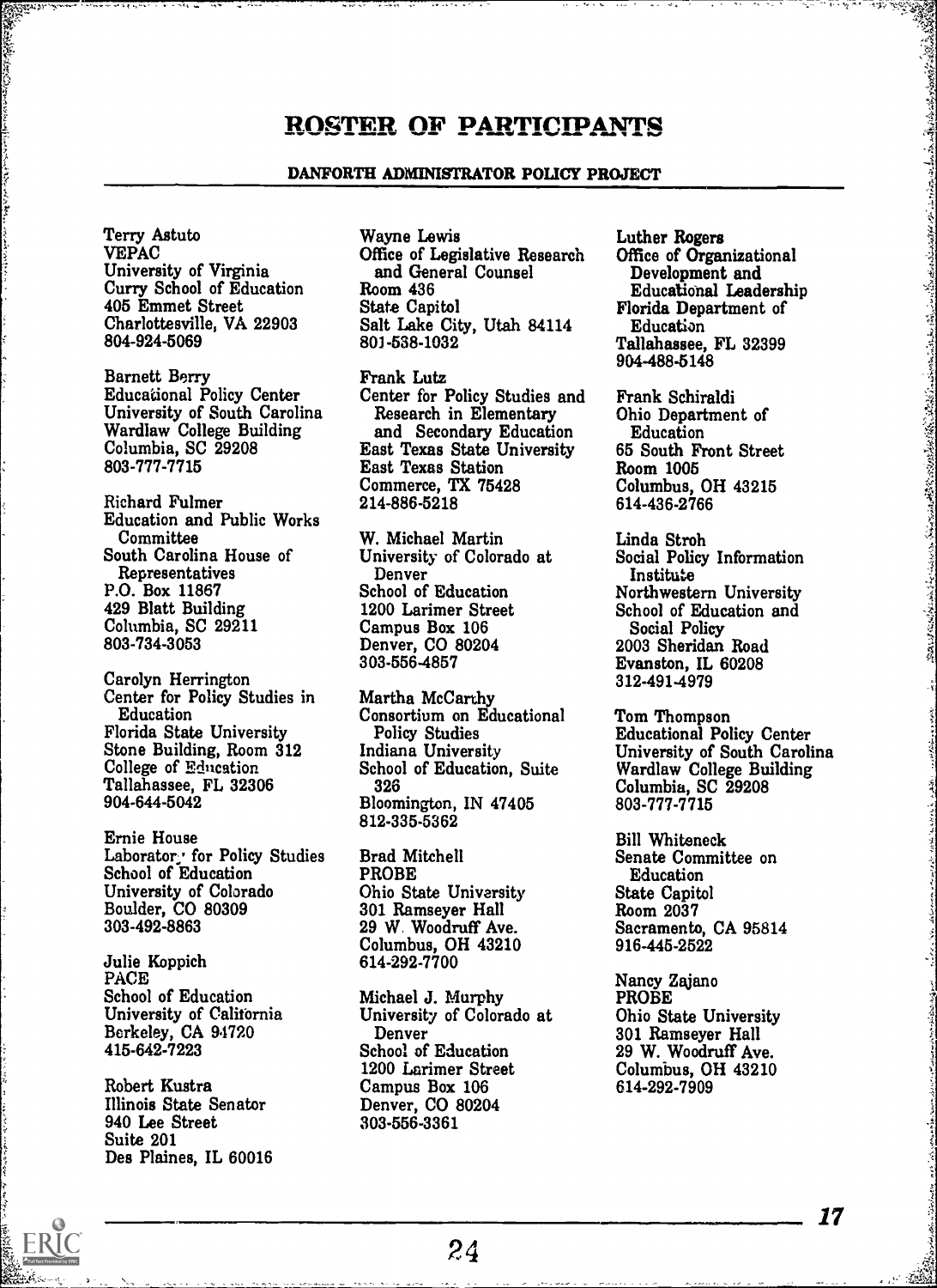# ROSTER OF PARTICIPANTS

## DANFORTH ADMINISTRATOR POLICY PROJECT

Terry Astuto
VEPAC
University of Virginia
Curry School of Education
405 Emmet Street
Charlottesville, VA 22903
804-924-5069

Barnett Berry
Educational Policy Center
University of South Carolina
Wardlaw College Building
Columbia, SC 29208
803-777-7715

Richard Fulmer
Education and Public Works Committee
South Carolina House of Representatives
P.O. Box 11867
429 Blatt Building
Columbia, SC 29211
803-734-3053

Carolyn Herrington
Center for Policy Studies in Education
Florida State University
Stone Building, Room 312
College of Education
Tallahassee, FL 32306
904-644-5042

Ernie House
Laboratory for Policy Studies
School of Education
University of Colorado
Boulder, CO 80309
303-492-8863

Julie Koppich
PACE
School of Education
University of California
Berkeley, CA 94720
415-642-7223

Robert Kustra
Illinois State Senator
940 Lee Street
Suite 201
Des Plaines, IL 60016

Wayne Lewis
Office of Legislative Research and General Counsel
Room 436
State Capitol
Salt Lake City, Utah 84114
801-538-1032

Frank Lutz
Center for Policy Studies and Research in Elementary and Secondary Education
East Texas State University
East Texas Station
Commerce, TX 75428
214-886-5218

W. Michael Martin
University of Colorado at Denver
School of Education
1200 Larimer Street
Campus Box 106
Denver, CO 80204
303-556-4857

Martha McCarthy
Consortium on Educational Policy Studies
Indiana University
School of Education, Suite 326
Bloomington, IN 47405
812-335-5362

Brad Mitchell
PROBE
Ohio State University
301 Ramseyer Hall
29 W. Woodruff Ave.
Columbus, OH 43210
614-292-7700

Michael J. Murphy
University of Colorado at Denver
School of Education
1200 Larimer Street
Campus Box 106
Denver, CO 80204
303-556-3361

Luther Rogers
Office of Organizational Development and Educational Leadership
Florida Department of Education
Tallahassee, FL 32399
904-488-5148

Frank Schiraldi
Ohio Department of Education
65 South Front Street
Room 1005
Columbus, OH 43215
614-436-2766

Linda Stroh
Social Policy Information Institute
Northwestern University
School of Education and Social Policy
2003 Sheridan Road
Evanston, IL 60208
312-491-4979

Tom Thompson
Educational Policy Center
University of South Carolina
Wardlaw College Building
Columbia, SC 29208
803-777-7715

Bill Whiteneck
Senate Committee on Education
State Capitol
Room 2037
Sacramento, CA 95814
916-445-2522

Nancy Zajano
PROBE
Ohio State University
301 Ramseyer Hall
29 W. Woodruff Ave.
Columbus, OH 43210
614-292-7909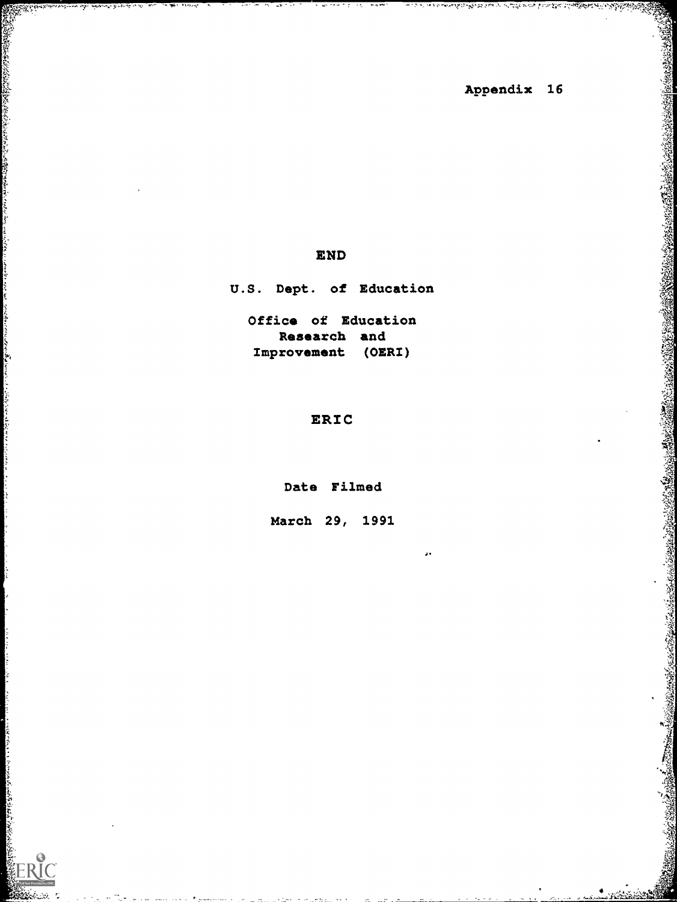Appendix 16

**END**

**U.S. Dept. of Education**

**Office of Education Research and Improvement (OERI)**

**ERIC**

**Date Filmed**

**March 29, 1991**